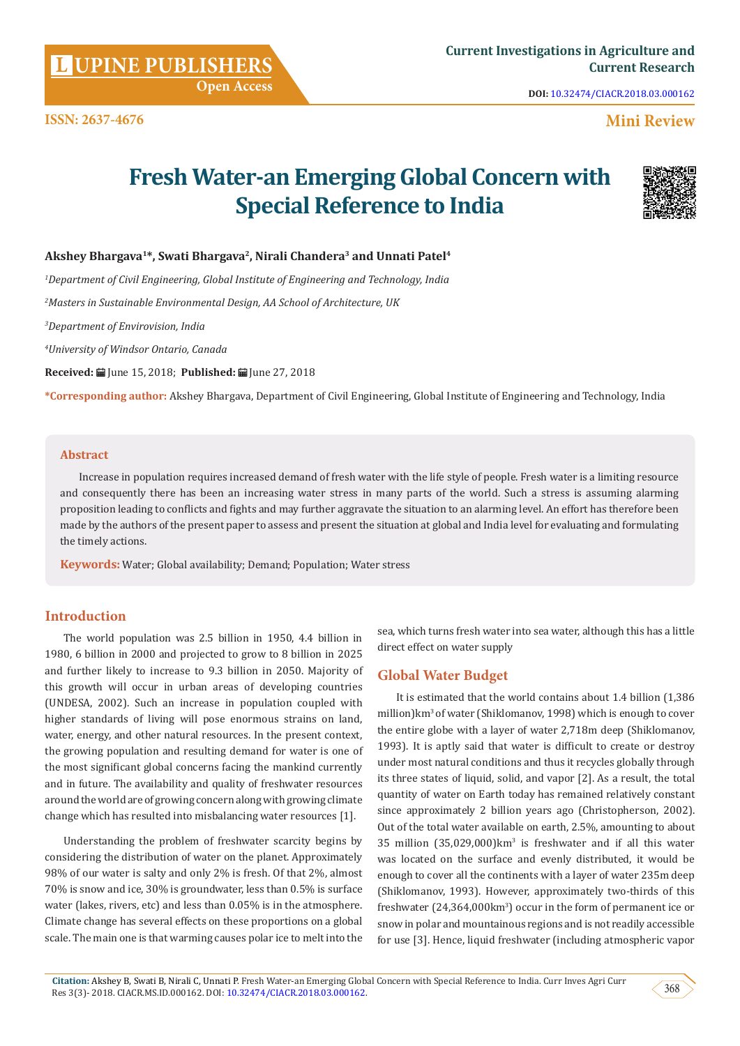LUPINE PUBLISHERS Open Access

Current Investigations in Agriculture and Current Research

DOI: 10.32474/CIACR.2018.03.000162

ISSN: 2637-4676

Mini Review

# Fresh Water-an Emerging Global Concern with Special Reference to India

**Akshey Bhargava[1]\*, Swati Bhargava[2], Nirali Chandera[3] and Unnati Patel[4]**

[1]*Department of Civil Engineering, Global Institute of Engineering and Technology, India*

[2]*Masters in Sustainable Environmental Design, AA School of Architecture, UK*

[3]*Department of Envirovision, India*

[4]*University of Windsor Ontario, Canada*

**Received:** June 15, 2018; **Published:** June 27, 2018

**\*Corresponding author:** Akshey Bhargava, Department of Civil Engineering, Global Institute of Engineering and Technology, India

## Abstract

Increase in population requires increased demand of fresh water with the life style of people. Fresh water is a limiting resource and consequently there has been an increasing water stress in many parts of the world. Such a stress is assuming alarming proposition leading to conflicts and fights and may further aggravate the situation to an alarming level. An effort has therefore been made by the authors of the present paper to assess and present the situation at global and India level for evaluating and formulating the timely actions.

**Keywords:** Water; Global availability; Demand; Population; Water stress

## Introduction

The world population was 2.5 billion in 1950, 4.4 billion in 1980, 6 billion in 2000 and projected to grow to 8 billion in 2025 and further likely to increase to 9.3 billion in 2050. Majority of this growth will occur in urban areas of developing countries (UNDESA, 2002). Such an increase in population coupled with higher standards of living will pose enormous strains on land, water, energy, and other natural resources. In the present context, the growing population and resulting demand for water is one of the most significant global concerns facing the mankind currently and in future. The availability and quality of freshwater resources around the world are of growing concern along with growing climate change which has resulted into misbalancing water resources [1].

Understanding the problem of freshwater scarcity begins by considering the distribution of water on the planet. Approximately 98% of our water is salty and only 2% is fresh. Of that 2%, almost 70% is snow and ice, 30% is groundwater, less than 0.5% is surface water (lakes, rivers, etc) and less than 0.05% is in the atmosphere. Climate change has several effects on these proportions on a global scale. The main one is that warming causes polar ice to melt into the sea, which turns fresh water into sea water, although this has a little direct effect on water supply

## Global Water Budget

It is estimated that the world contains about 1.4 billion (1,386 million)km$^3$ of water (Shiklomanov, 1998) which is enough to cover the entire globe with a layer of water 2,718m deep (Shiklomanov, 1993). It is aptly said that water is difficult to create or destroy under most natural conditions and thus it recycles globally through its three states of liquid, solid, and vapor [2]. As a result, the total quantity of water on Earth today has remained relatively constant since approximately 2 billion years ago (Christopherson, 2002). Out of the total water available on earth, 2.5%, amounting to about 35 million (35,029,000)km$^3$ is freshwater and if all this water was located on the surface and evenly distributed, it would be enough to cover all the continents with a layer of water 235m deep (Shiklomanov, 1993). However, approximately two-thirds of this freshwater (24,364,000km$^3$) occur in the form of permanent ice or snow in polar and mountainous regions and is not readily accessible for use [3]. Hence, liquid freshwater (including atmospheric vapor

**Citation:** Akshey B, Swati B, Nirali C, Unnati P. Fresh Water-an Emerging Global Concern with Special Reference to India. Curr Inves Agri Curr Res 3(3)- 2018. CIACR.MS.ID.000162. DOI: 10.32474/CIACR.2018.03.000162.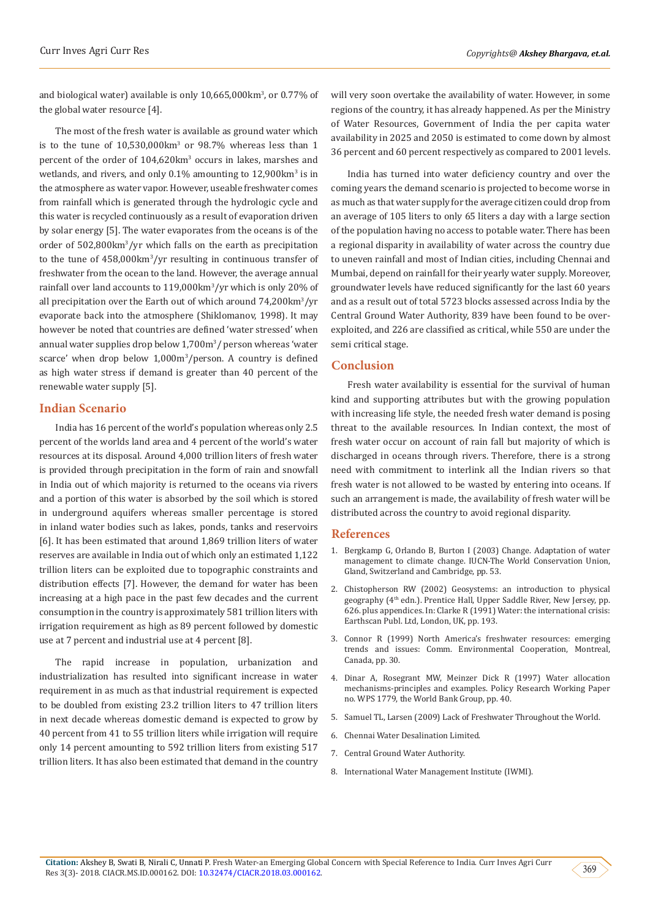and biological water) available is only 10,665,000km$^3$, or 0.77% of the global water resource [4].

The most of the fresh water is available as ground water which is to the tune of 10,530,000km$^3$ or 98.7% whereas less than 1 percent of the order of 104,620km$^3$ occurs in lakes, marshes and wetlands, and rivers, and only 0.1% amounting to 12,900km$^3$ is in the atmosphere as water vapor. However, useable freshwater comes from rainfall which is generated through the hydrologic cycle and this water is recycled continuously as a result of evaporation driven by solar energy [5]. The water evaporates from the oceans is of the order of 502,800km$^3$/yr which falls on the earth as precipitation to the tune of 458,000km$^3$/yr resulting in continuous transfer of freshwater from the ocean to the land. However, the average annual rainfall over land accounts to 119,000km$^3$/yr which is only 20% of all precipitation over the Earth out of which around 74,200km$^3$/yr evaporate back into the atmosphere (Shiklomanov, 1998). It may however be noted that countries are defined 'water stressed' when annual water supplies drop below 1,700m$^3$/ person whereas 'water scarce' when drop below 1,000m$^3$/person. A country is defined as high water stress if demand is greater than 40 percent of the renewable water supply [5].

## Indian Scenario

India has 16 percent of the world's population whereas only 2.5 percent of the worlds land area and 4 percent of the world's water resources at its disposal. Around 4,000 trillion liters of fresh water is provided through precipitation in the form of rain and snowfall in India out of which majority is returned to the oceans via rivers and a portion of this water is absorbed by the soil which is stored in underground aquifers whereas smaller percentage is stored in inland water bodies such as lakes, ponds, tanks and reservoirs [6]. It has been estimated that around 1,869 trillion liters of water reserves are available in India out of which only an estimated 1,122 trillion liters can be exploited due to topographic constraints and distribution effects [7]. However, the demand for water has been increasing at a high pace in the past few decades and the current consumption in the country is approximately 581 trillion liters with irrigation requirement as high as 89 percent followed by domestic use at 7 percent and industrial use at 4 percent [8].

The rapid increase in population, urbanization and industrialization has resulted into significant increase in water requirement in as much as that industrial requirement is expected to be doubled from existing 23.2 trillion liters to 47 trillion liters in next decade whereas domestic demand is expected to grow by 40 percent from 41 to 55 trillion liters while irrigation will require only 14 percent amounting to 592 trillion liters from existing 517 trillion liters. It has also been estimated that demand in the country will very soon overtake the availability of water. However, in some regions of the country, it has already happened. As per the Ministry of Water Resources, Government of India the per capita water availability in 2025 and 2050 is estimated to come down by almost 36 percent and 60 percent respectively as compared to 2001 levels.

India has turned into water deficiency country and over the coming years the demand scenario is projected to become worse in as much as that water supply for the average citizen could drop from an average of 105 liters to only 65 liters a day with a large section of the population having no access to potable water. There has been a regional disparity in availability of water across the country due to uneven rainfall and most of Indian cities, including Chennai and Mumbai, depend on rainfall for their yearly water supply. Moreover, groundwater levels have reduced significantly for the last 60 years and as a result out of total 5723 blocks assessed across India by the Central Ground Water Authority, 839 have been found to be over-exploited, and 226 are classified as critical, while 550 are under the semi critical stage.

## Conclusion

Fresh water availability is essential for the survival of human kind and supporting attributes but with the growing population with increasing life style, the needed fresh water demand is posing threat to the available resources. In Indian context, the most of fresh water occur on account of rain fall but majority of which is discharged in oceans through rivers. Therefore, there is a strong need with commitment to interlink all the Indian rivers so that fresh water is not allowed to be wasted by entering into oceans. If such an arrangement is made, the availability of fresh water will be distributed across the country to avoid regional disparity.

## References

1. Bergkamp G, Orlando B, Burton I (2003) Change. Adaptation of water management to climate change. IUCN-The World Conservation Union, Gland, Switzerland and Cambridge, pp. 53.
2. Chistopherson RW (2002) Geosystems: an introduction to physical geography (4th edn.). Prentice Hall, Upper Saddle River, New Jersey, pp. 626. plus appendices. In: Clarke R (1991) Water: the international crisis: Earthscan Publ. Ltd, London, UK, pp. 193.
3. Connor R (1999) North America's freshwater resources: emerging trends and issues: Comm. Environmental Cooperation, Montreal, Canada, pp. 30.
4. Dinar A, Rosegrant MW, Meinzer Dick R (1997) Water allocation mechanisms-principles and examples. Policy Research Working Paper no. WPS 1779, the World Bank Group, pp. 40.
5. Samuel TL, Larsen (2009) Lack of Freshwater Throughout the World.
6. Chennai Water Desalination Limited.
7. Central Ground Water Authority.
8. International Water Management Institute (IWMI).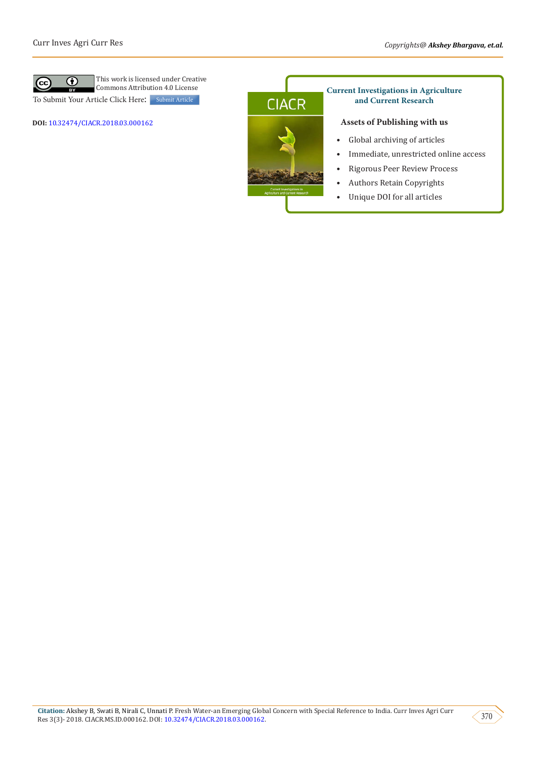This work is licensed under Creative Commons Attribution 4.0 License

To Submit Your Article Click Here: Submit Article

**DOI:** 10.32474/CIACR.2018.03.000162

**Current Investigations in Agriculture and Current Research**

CIACR

**Assets of Publishing with us**

- Global archiving of articles
- Immediate, unrestricted online access
- Rigorous Peer Review Process
- Authors Retain Copyrights
- Unique DOI for all articles

**Citation:** Akshey B, Swati B, Nirali C, Unnati P. Fresh Water-an Emerging Global Concern with Special Reference to India. Curr Inves Agri Curr Res 3(3)- 2018. CIACR.MS.ID.000162. DOI: 10.32474/CIACR.2018.03.000162.